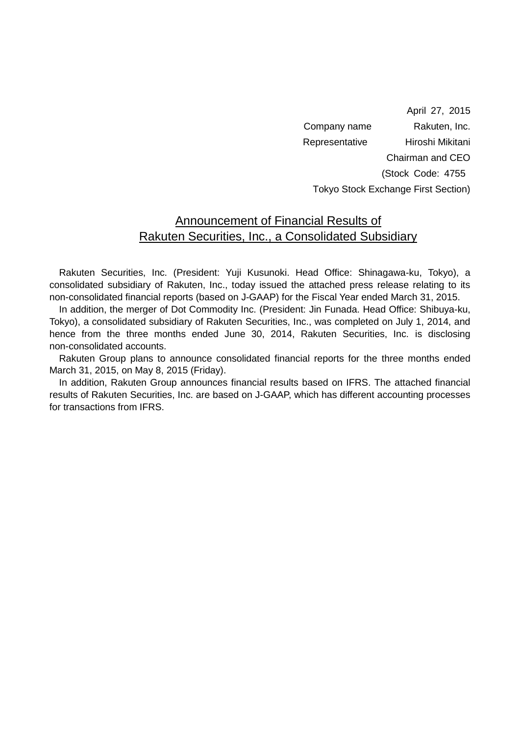April 27, 2015

Company name Rakuten, Inc.

Representative Hiroshi Mikitani

Chairman and CEO

(Stock Code: 4755

Tokyo Stock Exchange First Section)

# Announcement of Financial Results of Rakuten Securities, Inc., a Consolidated Subsidiary

Rakuten Securities, Inc. (President: Yuji Kusunoki. Head Office: Shinagawa-ku, Tokyo), a consolidated subsidiary of Rakuten, Inc., today issued the attached press release relating to its non-consolidated financial reports (based on J-GAAP) for the Fiscal Year ended March 31, 2015.

In addition, the merger of Dot Commodity Inc. (President: Jin Funada. Head Office: Shibuya-ku, Tokyo), a consolidated subsidiary of Rakuten Securities, Inc., was completed on July 1, 2014, and hence from the three months ended June 30, 2014, Rakuten Securities, Inc. is disclosing non-consolidated accounts.

Rakuten Group plans to announce consolidated financial reports for the three months ended March 31, 2015, on May 8, 2015 (Friday).

In addition, Rakuten Group announces financial results based on IFRS. The attached financial results of Rakuten Securities, Inc. are based on J-GAAP, which has different accounting processes for transactions from IFRS.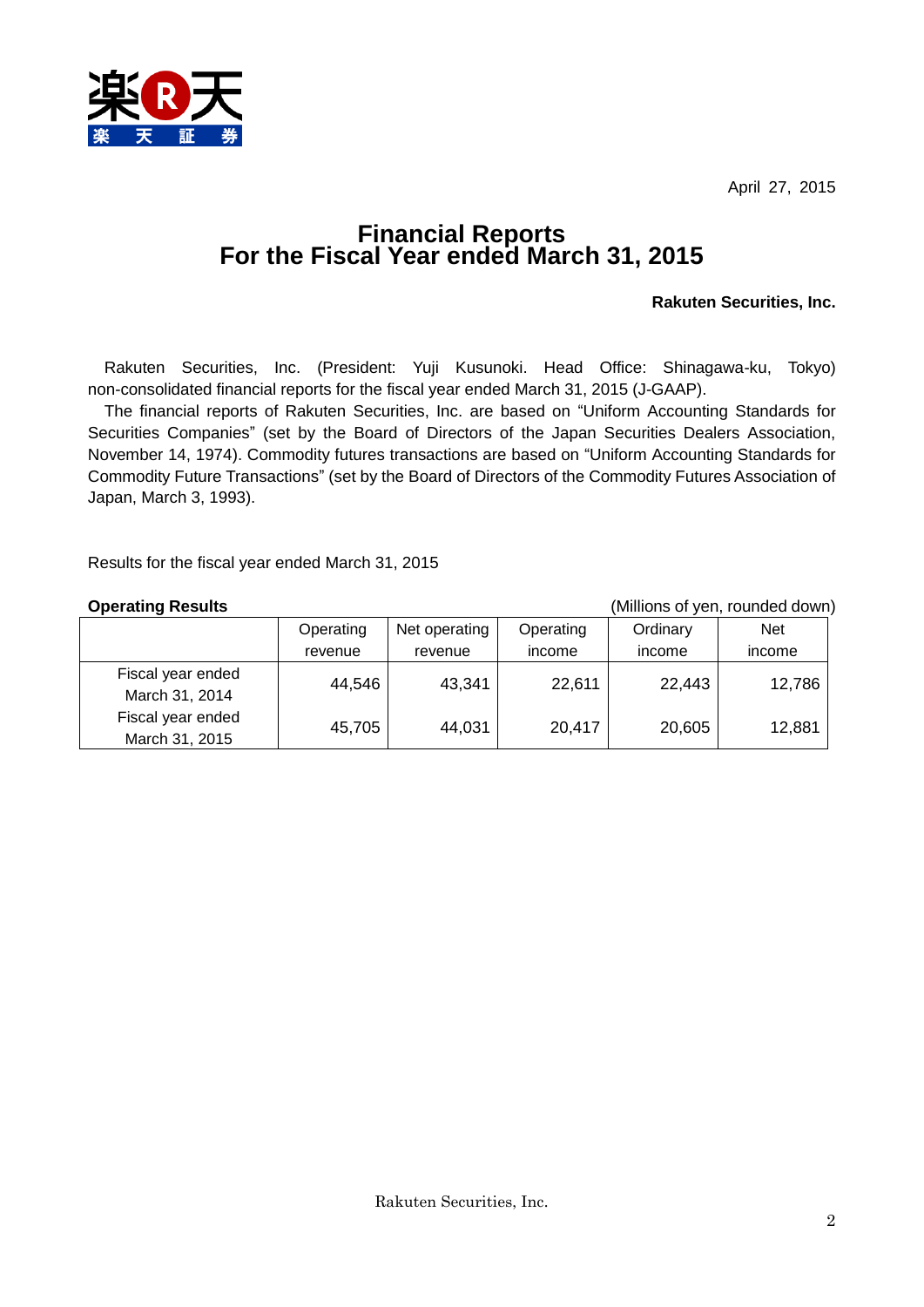April 27, 2015

# Financial Reports
# For the Fiscal Year ended March 31, 2015

**Rakuten Securities, Inc.**

Rakuten Securities, Inc. (President: Yuji Kusunoki. Head Office: Shinagawa-ku, Tokyo) non-consolidated financial reports for the fiscal year ended March 31, 2015 (J-GAAP).

The financial reports of Rakuten Securities, Inc. are based on "Uniform Accounting Standards for Securities Companies" (set by the Board of Directors of the Japan Securities Dealers Association, November 14, 1974). Commodity futures transactions are based on "Uniform Accounting Standards for Commodity Future Transactions" (set by the Board of Directors of the Commodity Futures Association of Japan, March 3, 1993).

Results for the fiscal year ended March 31, 2015

**Operating Results** (Millions of yen, rounded down)

| | Operating revenue | Net operating revenue | Operating income | Ordinary income | Net income |
|---|---|---|---|---|---|
| Fiscal year ended March 31, 2014 | 44,546 | 43,341 | 22,611 | 22,443 | 12,786 |
| Fiscal year ended March 31, 2015 | 45,705 | 44,031 | 20,417 | 20,605 | 12,881 |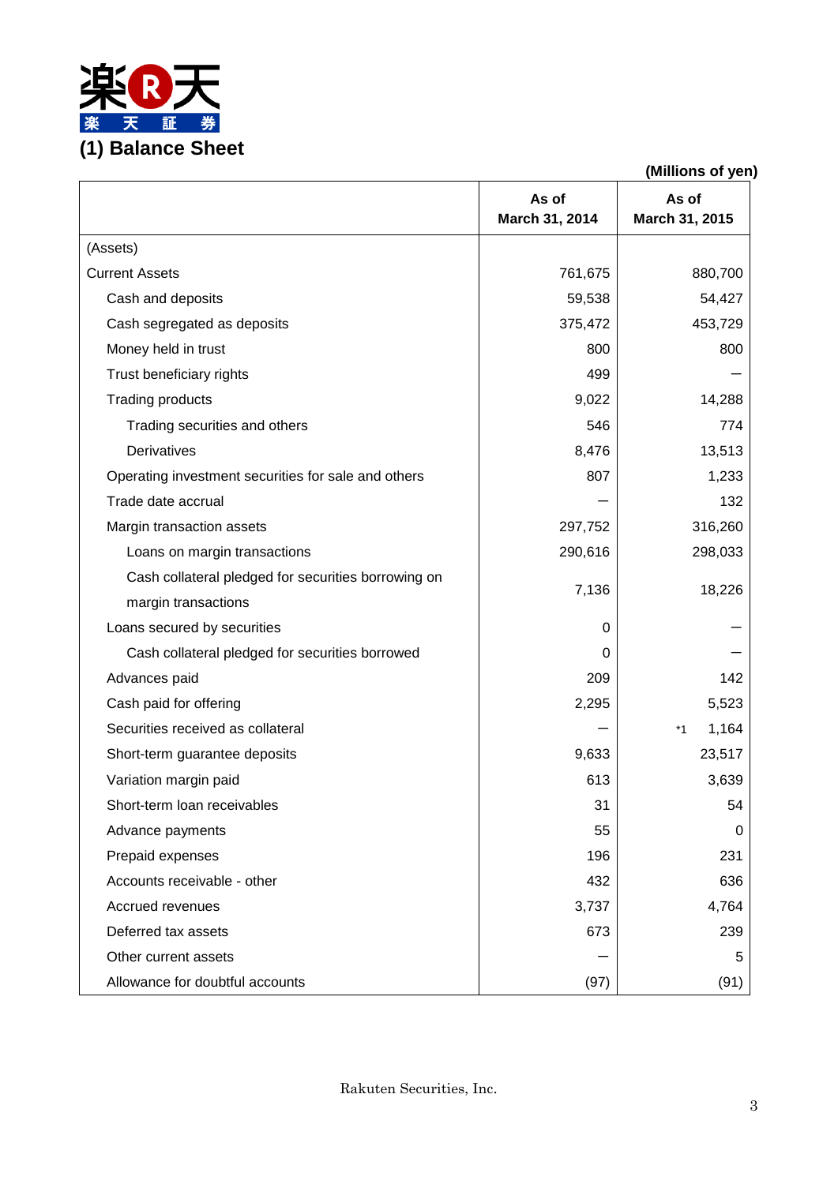楽天証券

## (1) Balance Sheet

(Millions of yen)

| | As of March 31, 2014 | As of March 31, 2015 |
|---|---|---|
| (Assets) | | |
| Current Assets | 761,675 | 880,700 |
| Cash and deposits | 59,538 | 54,427 |
| Cash segregated as deposits | 375,472 | 453,729 |
| Money held in trust | 800 | 800 |
| Trust beneficiary rights | 499 | ― |
| Trading products | 9,022 | 14,288 |
| Trading securities and others | 546 | 774 |
| Derivatives | 8,476 | 13,513 |
| Operating investment securities for sale and others | 807 | 1,233 |
| Trade date accrual | ― | 132 |
| Margin transaction assets | 297,752 | 316,260 |
| Loans on margin transactions | 290,616 | 298,033 |
| Cash collateral pledged for securities borrowing on margin transactions | 7,136 | 18,226 |
| Loans secured by securities | 0 | ― |
| Cash collateral pledged for securities borrowed | 0 | ― |
| Advances paid | 209 | 142 |
| Cash paid for offering | 2,295 | 5,523 |
| Securities received as collateral | ― | *1 1,164 |
| Short-term guarantee deposits | 9,633 | 23,517 |
| Variation margin paid | 613 | 3,639 |
| Short-term loan receivables | 31 | 54 |
| Advance payments | 55 | 0 |
| Prepaid expenses | 196 | 231 |
| Accounts receivable - other | 432 | 636 |
| Accrued revenues | 3,737 | 4,764 |
| Deferred tax assets | 673 | 239 |
| Other current assets | ― | 5 |
| Allowance for doubtful accounts | (97) | (91) |

Rakuten Securities, Inc.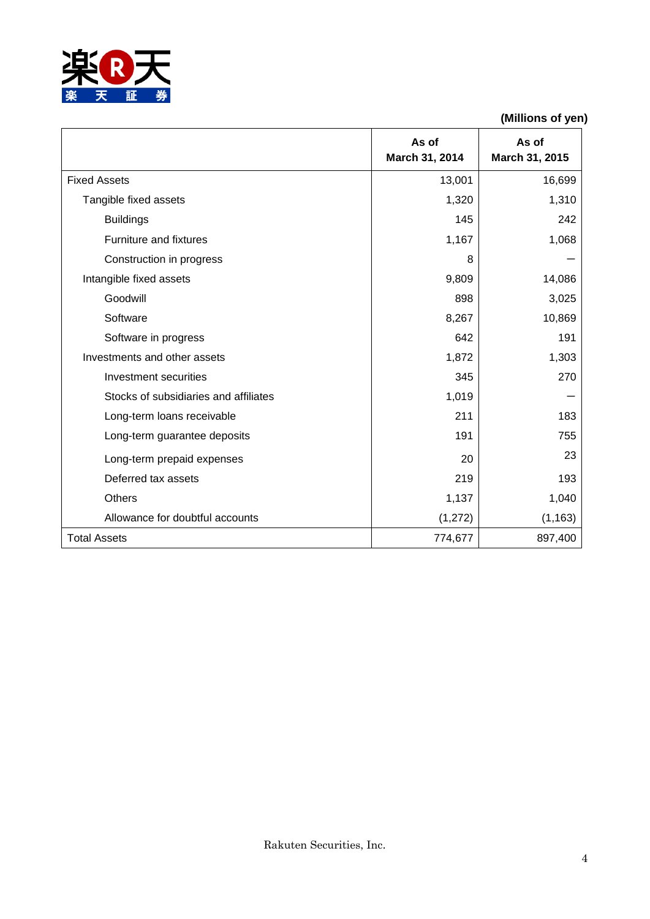(Millions of yen)

| | As of March 31, 2014 | As of March 31, 2015 |
|---|---|---|
| Fixed Assets | 13,001 | 16,699 |
| Tangible fixed assets | 1,320 | 1,310 |
| Buildings | 145 | 242 |
| Furniture and fixtures | 1,167 | 1,068 |
| Construction in progress | 8 | ― |
| Intangible fixed assets | 9,809 | 14,086 |
| Goodwill | 898 | 3,025 |
| Software | 8,267 | 10,869 |
| Software in progress | 642 | 191 |
| Investments and other assets | 1,872 | 1,303 |
| Investment securities | 345 | 270 |
| Stocks of subsidiaries and affiliates | 1,019 | ― |
| Long-term loans receivable | 211 | 183 |
| Long-term guarantee deposits | 191 | 755 |
| Long-term prepaid expenses | 20 | 23 |
| Deferred tax assets | 219 | 193 |
| Others | 1,137 | 1,040 |
| Allowance for doubtful accounts | (1,272) | (1,163) |
| Total Assets | 774,677 | 897,400 |

Rakuten Securities, Inc.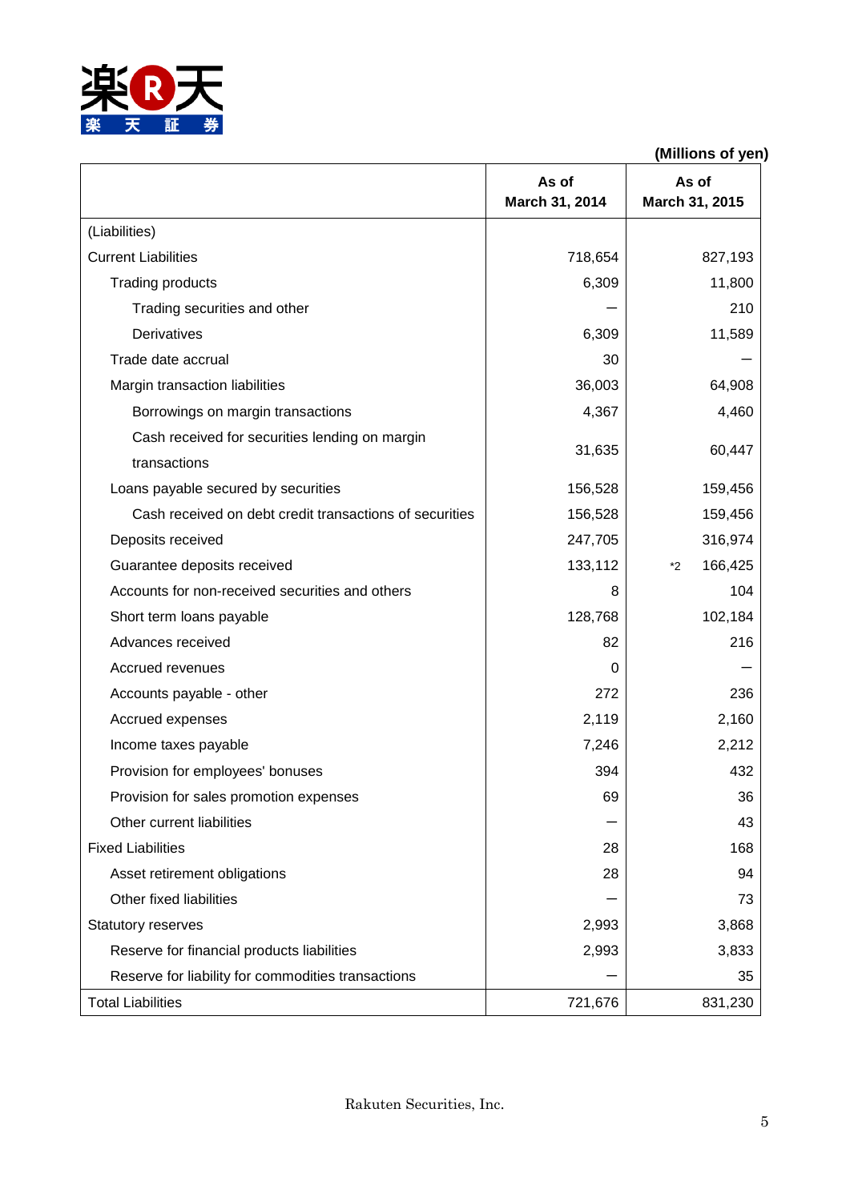(Millions of yen)

| | As of March 31, 2014 | As of March 31, 2015 |
|---|---|---|
| (Liabilities) | | |
| Current Liabilities | 718,654 | 827,193 |
| Trading products | 6,309 | 11,800 |
| Trading securities and other | ― | 210 |
| Derivatives | 6,309 | 11,589 |
| Trade date accrual | 30 | ― |
| Margin transaction liabilities | 36,003 | 64,908 |
| Borrowings on margin transactions | 4,367 | 4,460 |
| Cash received for securities lending on margin transactions | 31,635 | 60,447 |
| Loans payable secured by securities | 156,528 | 159,456 |
| Cash received on debt credit transactions of securities | 156,528 | 159,456 |
| Deposits received | 247,705 | 316,974 |
| Guarantee deposits received | 133,112 | *2 166,425 |
| Accounts for non-received securities and others | 8 | 104 |
| Short term loans payable | 128,768 | 102,184 |
| Advances received | 82 | 216 |
| Accrued revenues | 0 | ― |
| Accounts payable - other | 272 | 236 |
| Accrued expenses | 2,119 | 2,160 |
| Income taxes payable | 7,246 | 2,212 |
| Provision for employees' bonuses | 394 | 432 |
| Provision for sales promotion expenses | 69 | 36 |
| Other current liabilities | ― | 43 |
| Fixed Liabilities | 28 | 168 |
| Asset retirement obligations | 28 | 94 |
| Other fixed liabilities | ― | 73 |
| Statutory reserves | 2,993 | 3,868 |
| Reserve for financial products liabilities | 2,993 | 3,833 |
| Reserve for liability for commodities transactions | ― | 35 |
| Total Liabilities | 721,676 | 831,230 |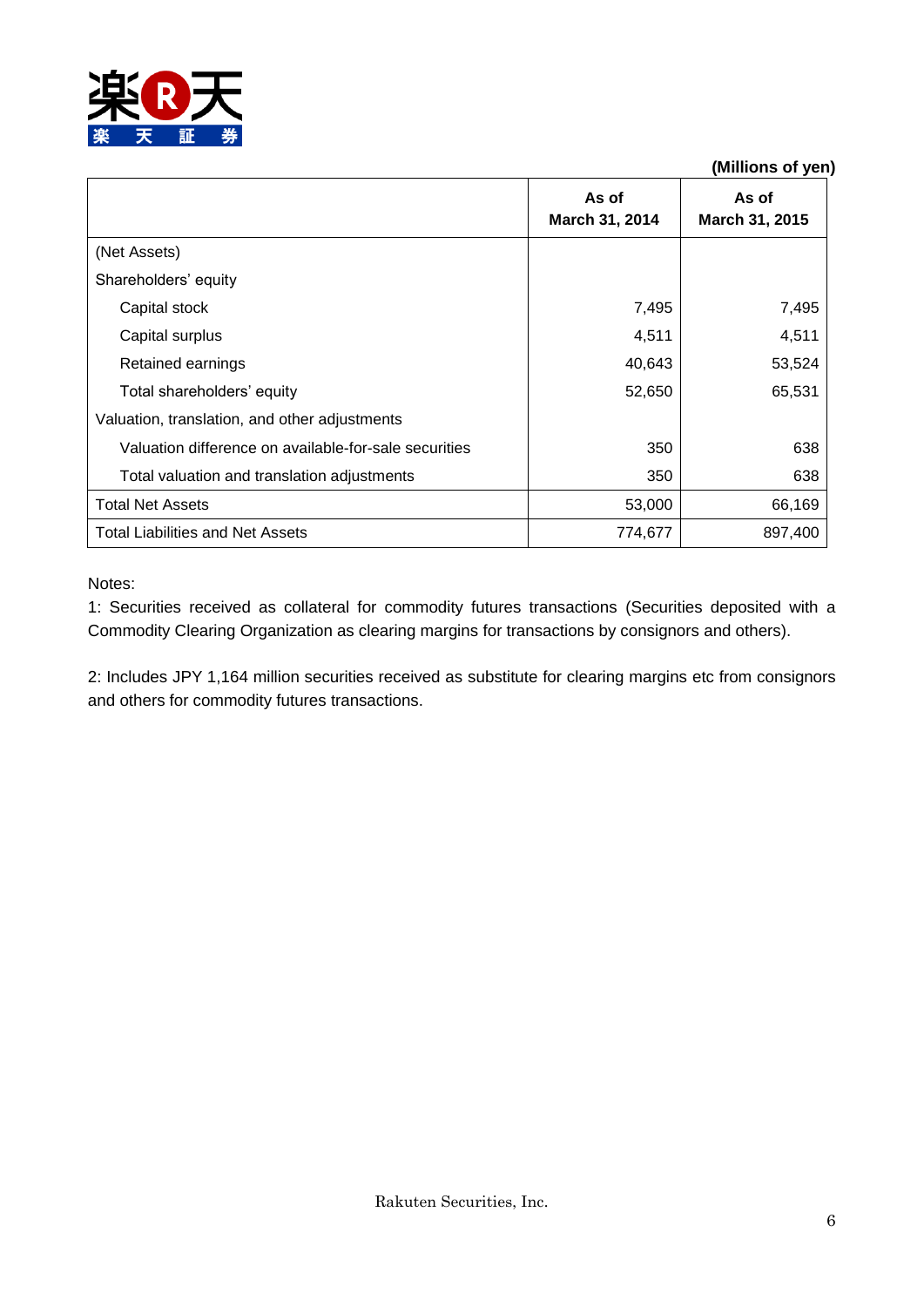(Millions of yen)

| | As of March 31, 2014 | As of March 31, 2015 |
|---|---|---|
| (Net Assets) | | |
| Shareholders' equity | | |
| Capital stock | 7,495 | 7,495 |
| Capital surplus | 4,511 | 4,511 |
| Retained earnings | 40,643 | 53,524 |
| Total shareholders' equity | 52,650 | 65,531 |
| Valuation, translation, and other adjustments | | |
| Valuation difference on available-for-sale securities | 350 | 638 |
| Total valuation and translation adjustments | 350 | 638 |
| Total Net Assets | 53,000 | 66,169 |
| Total Liabilities and Net Assets | 774,677 | 897,400 |

Notes:

1: Securities received as collateral for commodity futures transactions (Securities deposited with a Commodity Clearing Organization as clearing margins for transactions by consignors and others).

2: Includes JPY 1,164 million securities received as substitute for clearing margins etc from consignors and others for commodity futures transactions.

Rakuten Securities, Inc.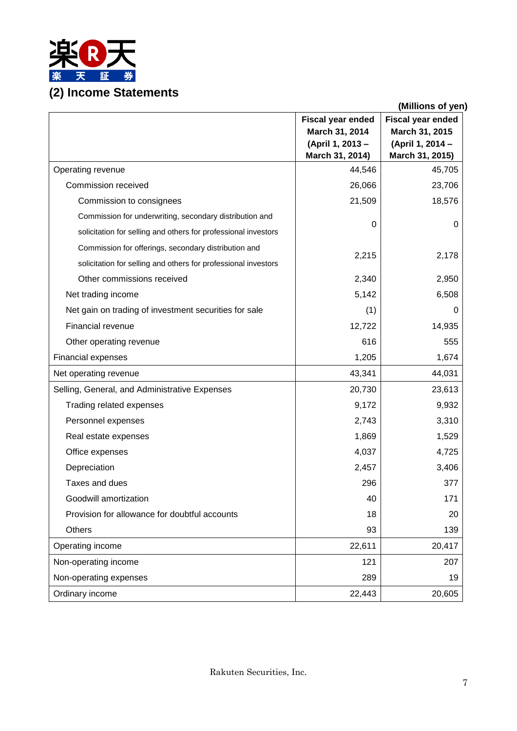## (2) Income Statements

(Millions of yen)

| | Fiscal year ended March 31, 2014 (April 1, 2013 – March 31, 2014) | Fiscal year ended March 31, 2015 (April 1, 2014 – March 31, 2015) |
|---|---|---|
| Operating revenue | 44,546 | 45,705 |
| Commission received | 26,066 | 23,706 |
| Commission to consignees | 21,509 | 18,576 |
| Commission for underwriting, secondary distribution and solicitation for selling and others for professional investors | 0 | 0 |
| Commission for offerings, secondary distribution and solicitation for selling and others for professional investors | 2,215 | 2,178 |
| Other commissions received | 2,340 | 2,950 |
| Net trading income | 5,142 | 6,508 |
| Net gain on trading of investment securities for sale | (1) | 0 |
| Financial revenue | 12,722 | 14,935 |
| Other operating revenue | 616 | 555 |
| Financial expenses | 1,205 | 1,674 |
| Net operating revenue | 43,341 | 44,031 |
| Selling, General, and Administrative Expenses | 20,730 | 23,613 |
| Trading related expenses | 9,172 | 9,932 |
| Personnel expenses | 2,743 | 3,310 |
| Real estate expenses | 1,869 | 1,529 |
| Office expenses | 4,037 | 4,725 |
| Depreciation | 2,457 | 3,406 |
| Taxes and dues | 296 | 377 |
| Goodwill amortization | 40 | 171 |
| Provision for allowance for doubtful accounts | 18 | 20 |
| Others | 93 | 139 |
| Operating income | 22,611 | 20,417 |
| Non-operating income | 121 | 207 |
| Non-operating expenses | 289 | 19 |
| Ordinary income | 22,443 | 20,605 |

Rakuten Securities, Inc.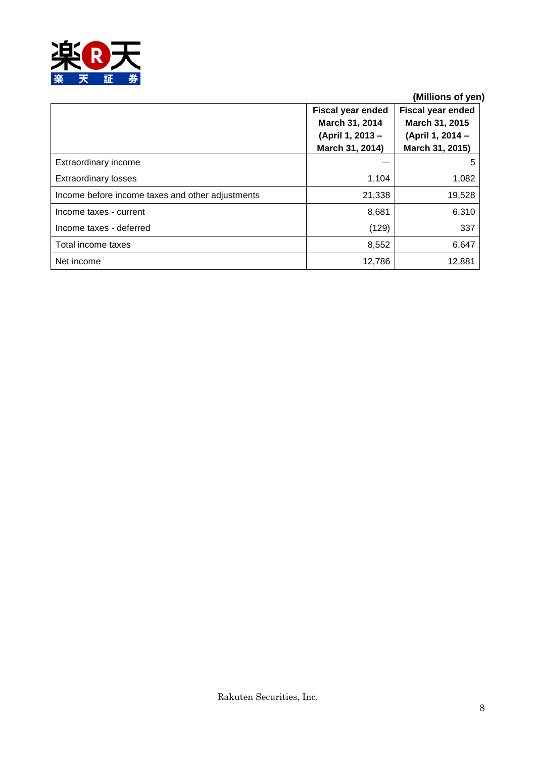(Millions of yen)

| | Fiscal year ended March 31, 2014 (April 1, 2013 – March 31, 2014) | Fiscal year ended March 31, 2015 (April 1, 2014 – March 31, 2015) |
|---|---|---|
| Extraordinary income | — | 5 |
| Extraordinary losses | 1,104 | 1,082 |
| Income before income taxes and other adjustments | 21,338 | 19,528 |
| Income taxes - current | 8,681 | 6,310 |
| Income taxes - deferred | (129) | 337 |
| Total income taxes | 8,552 | 6,647 |
| Net income | 12,786 | 12,881 |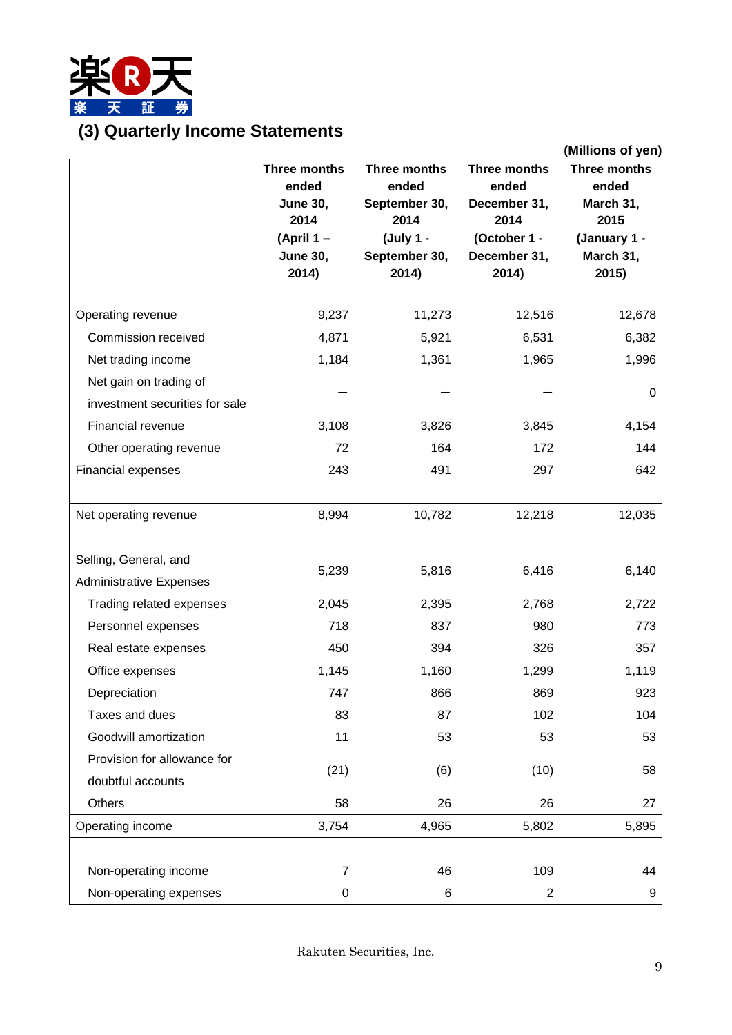## (3) Quarterly Income Statements

(Millions of yen)

| | Three months ended June 30, 2014 (April 1 – June 30, 2014) | Three months ended September 30, 2014 (July 1 - September 30, 2014) | Three months ended December 31, 2014 (October 1 - December 31, 2014) | Three months ended March 31, 2015 (January 1 - March 31, 2015) |
|---|---|---|---|---|
| Operating revenue | 9,237 | 11,273 | 12,516 | 12,678 |
| Commission received | 4,871 | 5,921 | 6,531 | 6,382 |
| Net trading income | 1,184 | 1,361 | 1,965 | 1,996 |
| Net gain on trading of investment securities for sale | － | － | － | 0 |
| Financial revenue | 3,108 | 3,826 | 3,845 | 4,154 |
| Other operating revenue | 72 | 164 | 172 | 144 |
| Financial expenses | 243 | 491 | 297 | 642 |
| Net operating revenue | 8,994 | 10,782 | 12,218 | 12,035 |
| Selling, General, and Administrative Expenses | 5,239 | 5,816 | 6,416 | 6,140 |
| Trading related expenses | 2,045 | 2,395 | 2,768 | 2,722 |
| Personnel expenses | 718 | 837 | 980 | 773 |
| Real estate expenses | 450 | 394 | 326 | 357 |
| Office expenses | 1,145 | 1,160 | 1,299 | 1,119 |
| Depreciation | 747 | 866 | 869 | 923 |
| Taxes and dues | 83 | 87 | 102 | 104 |
| Goodwill amortization | 11 | 53 | 53 | 53 |
| Provision for allowance for doubtful accounts | (21) | (6) | (10) | 58 |
| Others | 58 | 26 | 26 | 27 |
| Operating income | 3,754 | 4,965 | 5,802 | 5,895 |
| Non-operating income | 7 | 46 | 109 | 44 |
| Non-operating expenses | 0 | 6 | 2 | 9 |

Rakuten Securities, Inc.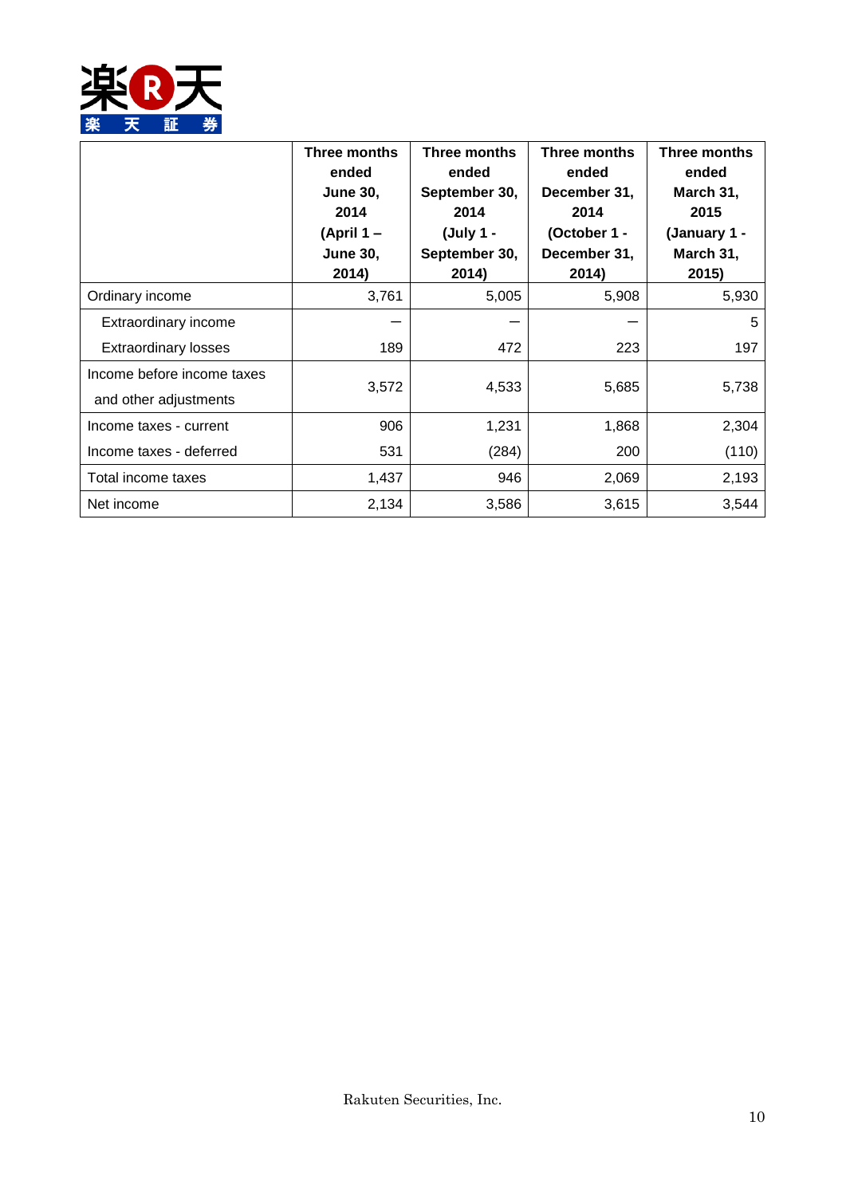| | Three months ended June 30, 2014 (April 1 – June 30, 2014) | Three months ended September 30, 2014 (July 1 - September 30, 2014) | Three months ended December 31, 2014 (October 1 - December 31, 2014) | Three months ended March 31, 2015 (January 1 - March 31, 2015) |
|---|---|---|---|---|
| Ordinary income | 3,761 | 5,005 | 5,908 | 5,930 |
| Extraordinary income | ― | ― | ― | 5 |
| Extraordinary losses | 189 | 472 | 223 | 197 |
| Income before income taxes and other adjustments | 3,572 | 4,533 | 5,685 | 5,738 |
| Income taxes - current | 906 | 1,231 | 1,868 | 2,304 |
| Income taxes - deferred | 531 | (284) | 200 | (110) |
| Total income taxes | 1,437 | 946 | 2,069 | 2,193 |
| Net income | 2,134 | 3,586 | 3,615 | 3,544 |